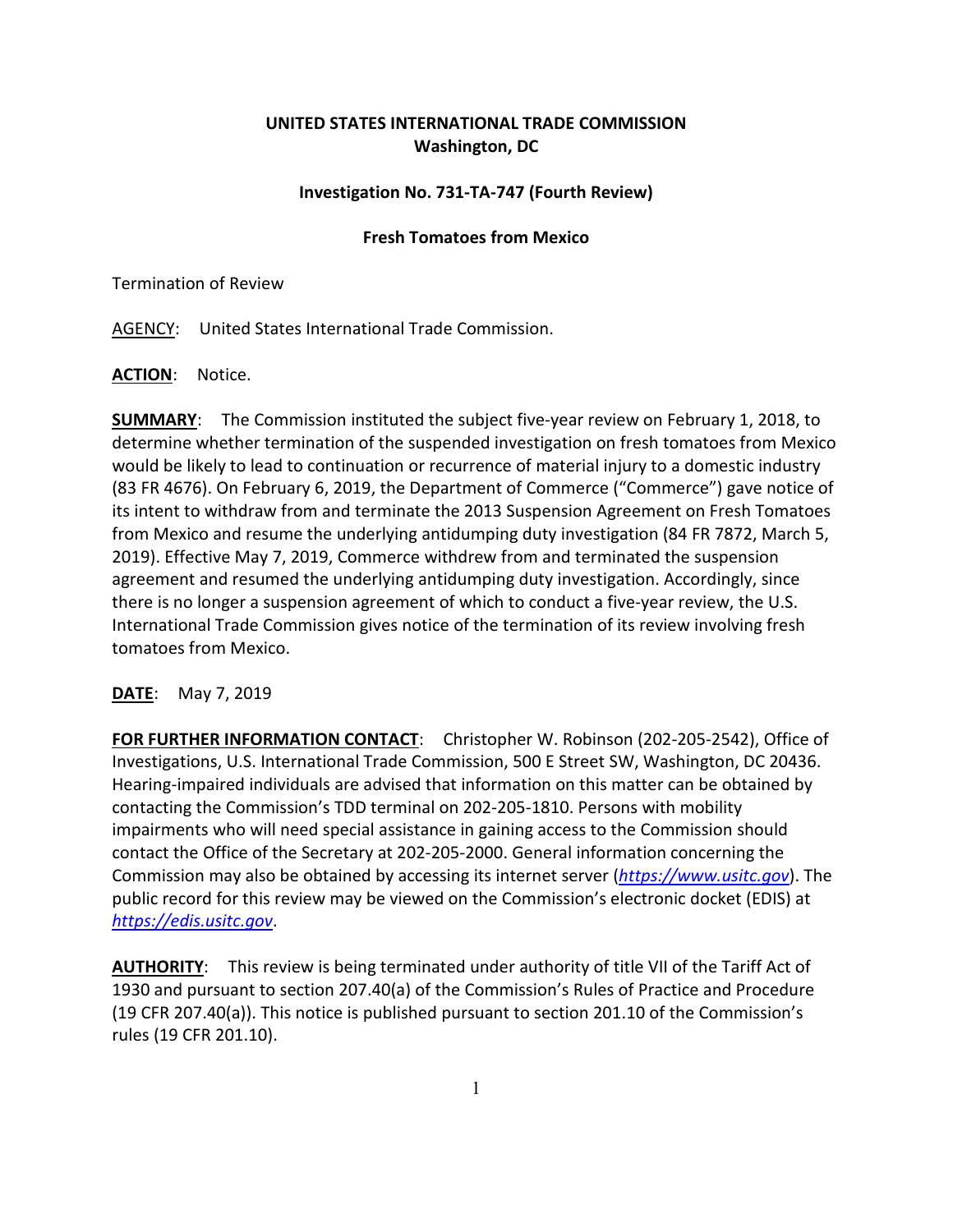**UNITED STATES INTERNATIONAL TRADE COMMISSION**
**Washington, DC**

**Investigation No. 731-TA-747 (Fourth Review)**

**Fresh Tomatoes from Mexico**

Termination of Review

<u>AGENCY</u>: United States International Trade Commission.

**<u>ACTION</u>**: Notice.

**<u>SUMMARY</u>**: The Commission instituted the subject five-year review on February 1, 2018, to determine whether termination of the suspended investigation on fresh tomatoes from Mexico would be likely to lead to continuation or recurrence of material injury to a domestic industry (83 FR 4676). On February 6, 2019, the Department of Commerce ("Commerce") gave notice of its intent to withdraw from and terminate the 2013 Suspension Agreement on Fresh Tomatoes from Mexico and resume the underlying antidumping duty investigation (84 FR 7872, March 5, 2019). Effective May 7, 2019, Commerce withdrew from and terminated the suspension agreement and resumed the underlying antidumping duty investigation. Accordingly, since there is no longer a suspension agreement of which to conduct a five-year review, the U.S. International Trade Commission gives notice of the termination of its review involving fresh tomatoes from Mexico.

**<u>DATE</u>**: May 7, 2019

**<u>FOR FURTHER INFORMATION CONTACT</u>**: Christopher W. Robinson (202-205-2542), Office of Investigations, U.S. International Trade Commission, 500 E Street SW, Washington, DC 20436. Hearing-impaired individuals are advised that information on this matter can be obtained by contacting the Commission's TDD terminal on 202-205-1810. Persons with mobility impairments who will need special assistance in gaining access to the Commission should contact the Office of the Secretary at 202-205-2000. General information concerning the Commission may also be obtained by accessing its internet server (*https://www.usitc.gov*). The public record for this review may be viewed on the Commission's electronic docket (EDIS) at *https://edis.usitc.gov*.

**<u>AUTHORITY</u>**: This review is being terminated under authority of title VII of the Tariff Act of 1930 and pursuant to section 207.40(a) of the Commission's Rules of Practice and Procedure (19 CFR 207.40(a)). This notice is published pursuant to section 201.10 of the Commission's rules (19 CFR 201.10).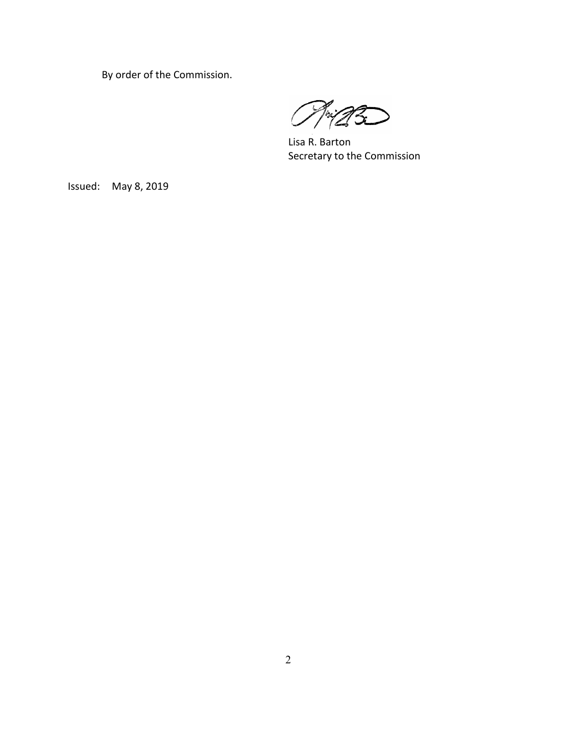By order of the Commission.

Lisa R. Barton
Secretary to the Commission

Issued: May 8, 2019